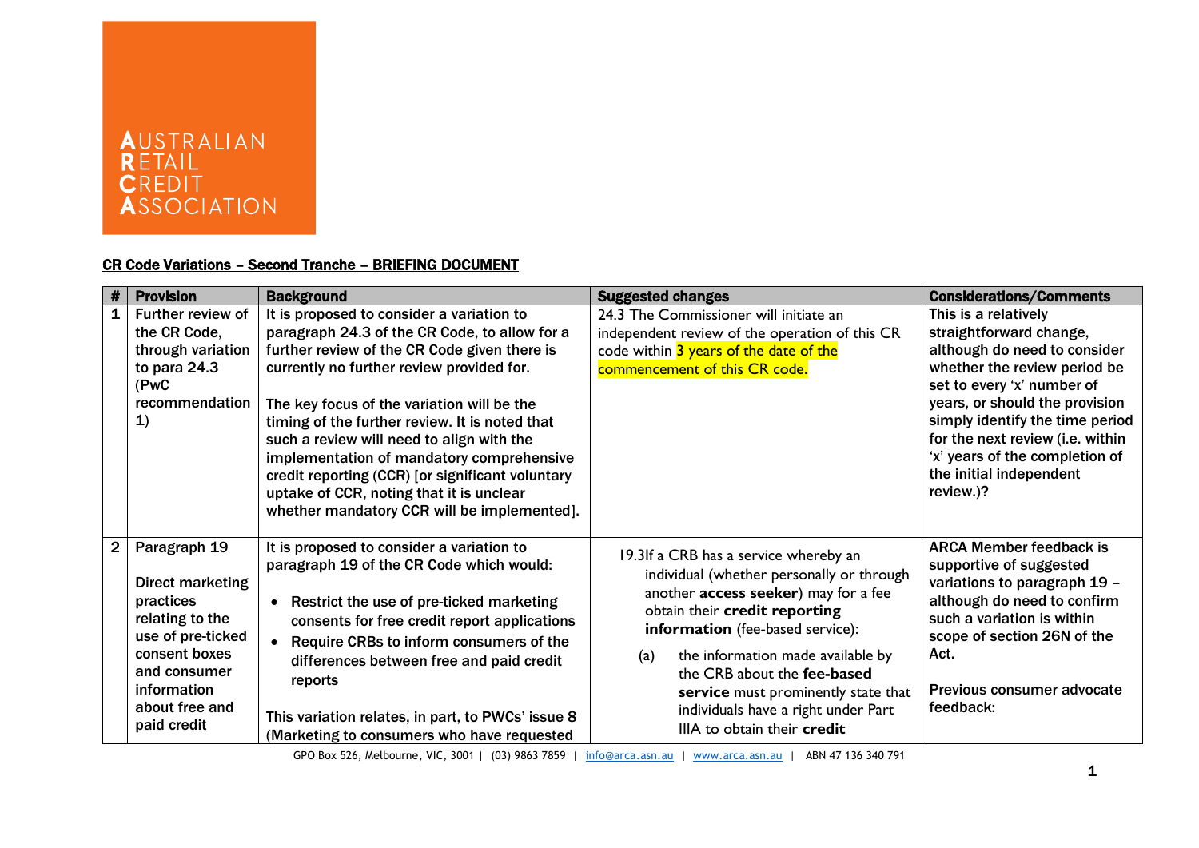AUSTRALIAN RETAIL CREDIT ASSOCIATION

**CR Code Variations – Second Tranche – BRIEFING DOCUMENT**

| # | Provision | Background | Suggested changes | Considerations/Comments |
|---|---|---|---|---|
| 1 | Further review of the CR Code, through variation to para 24.3 (PwC recommendation 1) | It is proposed to consider a variation to paragraph 24.3 of the CR Code, to allow for a further review of the CR Code given there is currently no further review provided for.<br><br>The key focus of the variation will be the timing of the further review. It is noted that such a review will need to align with the implementation of mandatory comprehensive credit reporting (CCR) [or significant voluntary uptake of CCR, noting that it is unclear whether mandatory CCR will be implemented]. | 24.3 The Commissioner will initiate an independent review of the operation of this CR code within 3 years of the date of the commencement of this CR code. | This is a relatively straightforward change, although do need to consider whether the review period be set to every 'x' number of years, or should the provision simply identify the time period for the next review (i.e. within 'x' years of the completion of the initial independent review.)? |
| 2 | Paragraph 19<br><br>Direct marketing practices relating to the use of pre-ticked consent boxes and consumer information about free and paid credit | It is proposed to consider a variation to paragraph 19 of the CR Code which would:<br><br>• Restrict the use of pre-ticked marketing consents for free credit report applications<br>• Require CRBs to inform consumers of the differences between free and paid credit reports<br><br>This variation relates, in part, to PWCs' issue 8 (Marketing to consumers who have requested | 19.3 If a CRB has a service whereby an individual (whether personally or through another **access seeker**) may for a fee obtain their **credit reporting information** (fee-based service):<br><br>(a) the information made available by the CRB about the **fee-based service** must prominently state that individuals have a right under Part IIIA to obtain their **credit** | ARCA Member feedback is supportive of suggested variations to paragraph 19 – although do need to confirm such a variation is within scope of section 26N of the Act.<br><br>Previous consumer advocate feedback: |

GPO Box 526, Melbourne, VIC, 3001 | (03) 9863 7859 | info@arca.asn.au | www.arca.asn.au | ABN 47 136 340 791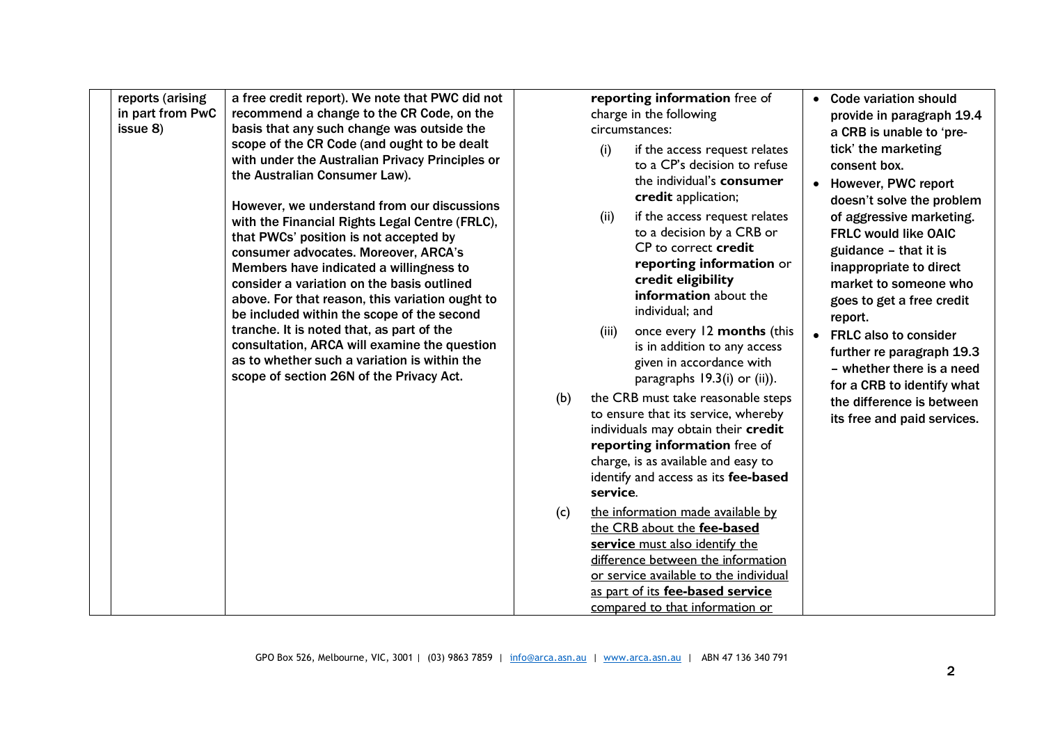| | | | | |
|---|---|---|---|---|
| | **reports (arising in part from PwC issue 8)** | **a free credit report). We note that PWC did not recommend a change to the CR Code, on the basis that any such change was outside the scope of the CR Code (and ought to be dealt with under the Australian Privacy Principles or the Australian Consumer Law).**<br><br>**However, we understand from our discussions with the Financial Rights Legal Centre (FRLC), that PWCs' position is not accepted by consumer advocates. Moreover, ARCA's Members have indicated a willingness to consider a variation on the basis outlined above. For that reason, this variation ought to be included within the scope of the second tranche. It is noted that, as part of the consultation, ARCA will examine the question as to whether such a variation is within the scope of section 26N of the Privacy Act.** | **reporting information** free of charge in the following circumstances:<br><br>(i) if the access request relates to a CP's decision to refuse the individual's **consumer credit** application;<br><br>(ii) if the access request relates to a decision by a CRB or CP to correct **credit reporting information** or **credit eligibility information** about the individual; and<br><br>(iii) once every 12 **months** (this is in addition to any access given in accordance with paragraphs 19.3(i) or (ii)).<br><br>(b) the CRB must take reasonable steps to ensure that its service, whereby individuals may obtain their **credit reporting information** free of charge, is as available and easy to identify and access as its **fee-based service**.<br><br>(c) the information made available by the CRB about the **fee-based service** must also identify the difference between the information or service available to the individual as part of its **fee-based service** compared to that information or | • **Code variation should provide in paragraph 19.4 a CRB is unable to 'pre-tick' the marketing consent box.**<br>• **However, PWC report doesn't solve the problem of aggressive marketing. FRLC would like OAIC guidance – that it is inappropriate to direct market to someone who goes to get a free credit report.**<br>• **FRLC also to consider further re paragraph 19.3 – whether there is a need for a CRB to identify what the difference is between its free and paid services.** |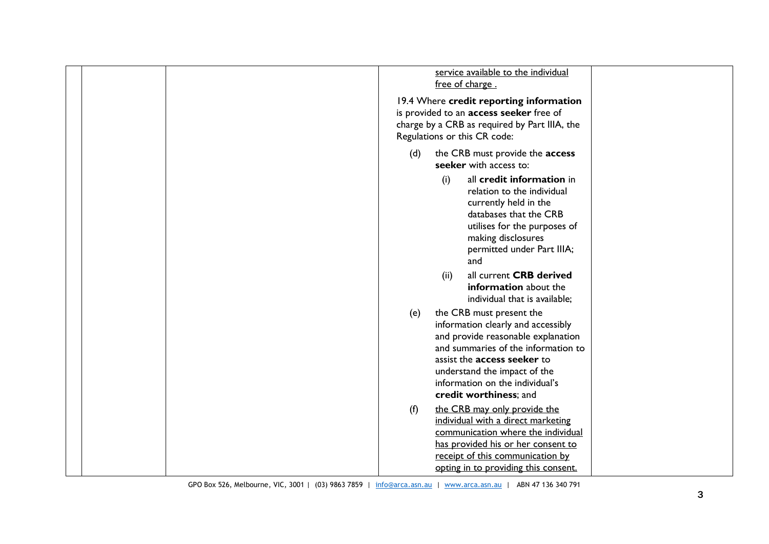| | | | | |
|---|---|---|---|---|
| | | | <u>service available to the individual free of charge .</u><br><br>19.4 Where **credit reporting information** is provided to an **access seeker** free of charge by a CRB as required by Part IIIA, the Regulations or this CR code:<br><br>(d) the CRB must provide the **access seeker** with access to:<br><br>(i) all **credit information** in relation to the individual currently held in the databases that the CRB utilises for the purposes of making disclosures permitted under Part IIIA; and<br><br>(ii) all current **CRB derived information** about the individual that is available;<br><br>(e) the CRB must present the information clearly and accessibly and provide reasonable explanation and summaries of the information to assist the **access seeker** to understand the impact of the information on the individual's **credit worthiness**; and<br><br>(f) <u>the CRB may only provide the individual with a direct marketing communication where the individual has provided his or her consent to receipt of this communication by opting in to providing this consent.</u> | |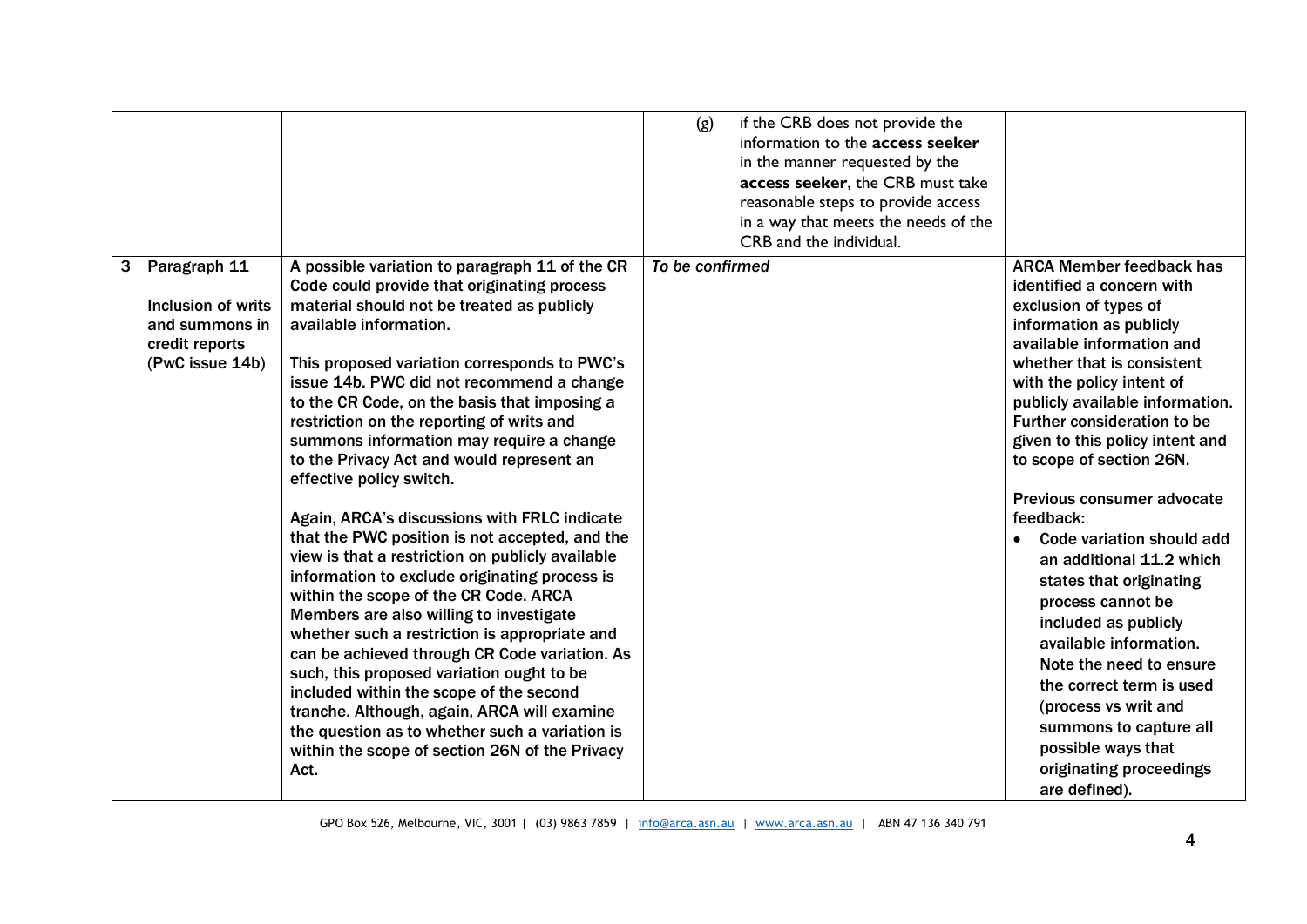| | | | | |
|---|---|---|---|---|
| | | | (g) if the CRB does not provide the information to the **access seeker** in the manner requested by the **access seeker**, the CRB must take reasonable steps to provide access in a way that meets the needs of the CRB and the individual. | |
| **3** | **Paragraph 11**<br><br>**Inclusion of writs and summons in credit reports (PwC issue 14b)** | **A possible variation to paragraph 11 of the CR Code could provide that originating process material should not be treated as publicly available information.**<br><br>**This proposed variation corresponds to PWC's issue 14b. PWC did not recommend a change to the CR Code, on the basis that imposing a restriction on the reporting of writs and summons information may require a change to the Privacy Act and would represent an effective policy switch.**<br><br>**Again, ARCA's discussions with FRLC indicate that the PWC position is not accepted, and the view is that a restriction on publicly available information to exclude originating process is within the scope of the CR Code. ARCA Members are also willing to investigate whether such a restriction is appropriate and can be achieved through CR Code variation. As such, this proposed variation ought to be included within the scope of the second tranche. Although, again, ARCA will examine the question as to whether such a variation is within the scope of section 26N of the Privacy Act.** | ***To be confirmed*** | **ARCA Member feedback has identified a concern with exclusion of types of information as publicly available information and whether that is consistent with the policy intent of publicly available information. Further consideration to be given to this policy intent and to scope of section 26N.**<br><br>**Previous consumer advocate feedback:**<br>• **Code variation should add an additional 11.2 which states that originating process cannot be included as publicly available information. Note the need to ensure the correct term is used (process vs writ and summons to capture all possible ways that originating proceedings are defined).** |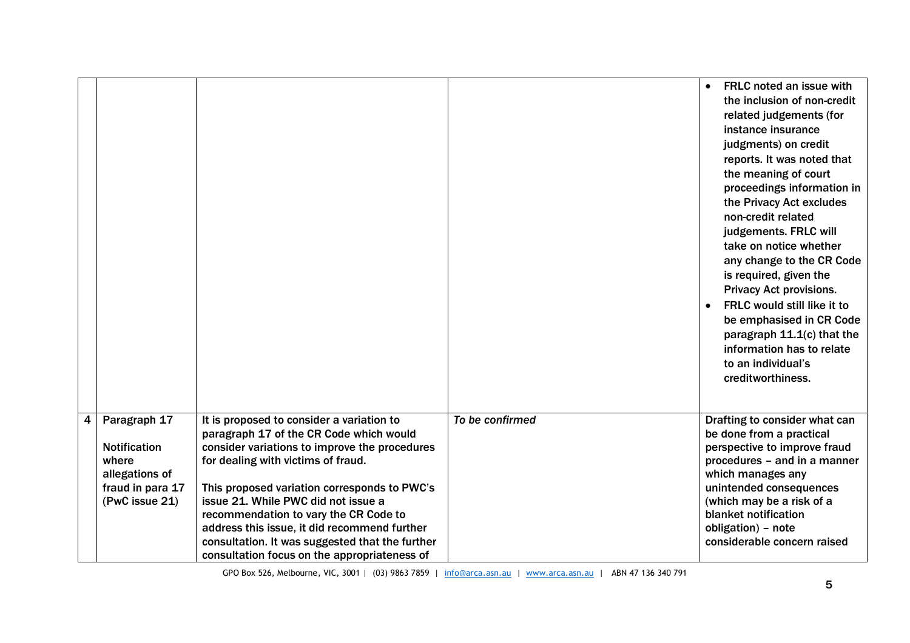| | | | | |
|---|---|---|---|---|
| | | | | • FRLC noted an issue with the inclusion of non-credit related judgements (for instance insurance judgments) on credit reports. It was noted that the meaning of court proceedings information in the Privacy Act excludes non-credit related judgements. FRLC will take on notice whether any change to the CR Code is required, given the Privacy Act provisions.<br>• FRLC would still like it to be emphasised in CR Code paragraph 11.1(c) that the information has to relate to an individual's creditworthiness. |
| 4 | Paragraph 17<br><br>Notification where allegations of fraud in para 17 (PwC issue 21) | It is proposed to consider a variation to paragraph 17 of the CR Code which would consider variations to improve the procedures for dealing with victims of fraud.<br><br>This proposed variation corresponds to PWC's issue 21. While PWC did not issue a recommendation to vary the CR Code to address this issue, it did recommend further consultation. It was suggested that the further consultation focus on the appropriateness of | *To be confirmed* | Drafting to consider what can be done from a practical perspective to improve fraud procedures – and in a manner which manages any unintended consequences (which may be a risk of a blanket notification obligation) – note considerable concern raised |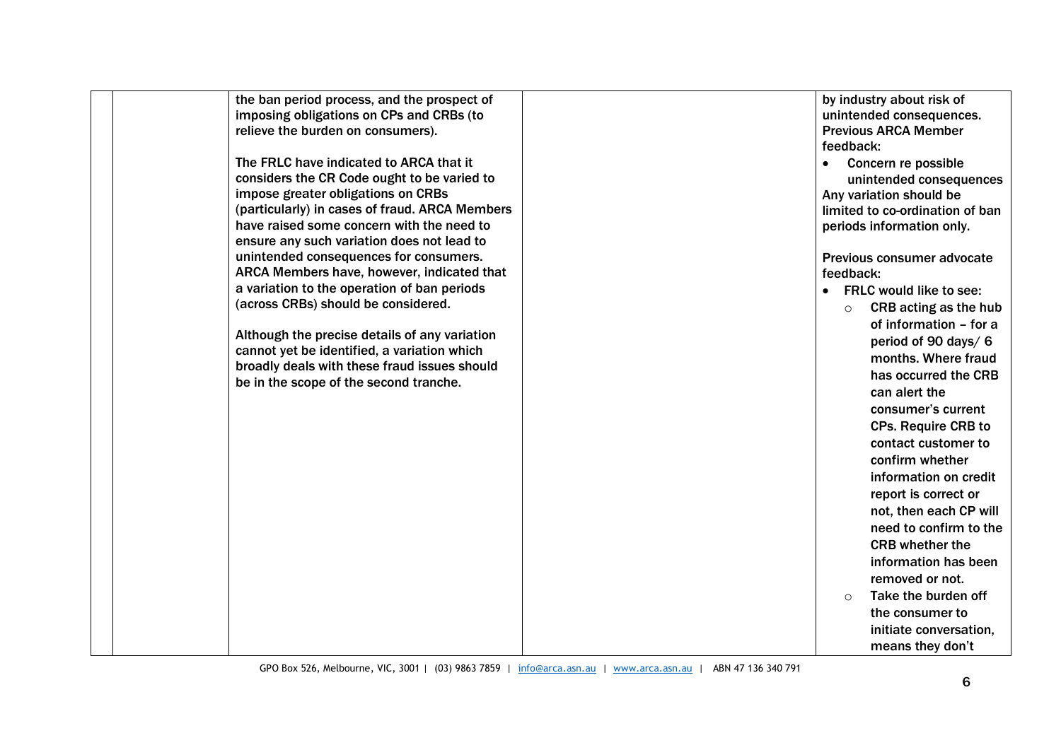|  |  | the ban period process, and the prospect of imposing obligations on CPs and CRBs (to relieve the burden on consumers).<br><br>The FRLC have indicated to ARCA that it considers the CR Code ought to be varied to impose greater obligations on CRBs (particularly) in cases of fraud. ARCA Members have raised some concern with the need to ensure any such variation does not lead to unintended consequences for consumers. ARCA Members have, however, indicated that a variation to the operation of ban periods (across CRBs) should be considered.<br><br>Although the precise details of any variation cannot yet be identified, a variation which broadly deals with these fraud issues should be in the scope of the second tranche. |  | by industry about risk of unintended consequences.<br>Previous ARCA Member feedback:<br>• Concern re possible unintended consequences<br>Any variation should be limited to co-ordination of ban periods information only.<br><br>Previous consumer advocate feedback:<br>• FRLC would like to see:<br>○ CRB acting as the hub of information – for a period of 90 days/ 6 months. Where fraud has occurred the CRB can alert the consumer's current CPs. Require CRB to contact customer to confirm whether information on credit report is correct or not, then each CP will need to confirm to the CRB whether the information has been removed or not.<br>○ Take the burden off the consumer to initiate conversation, means they don't |
|---|---|---|---|---|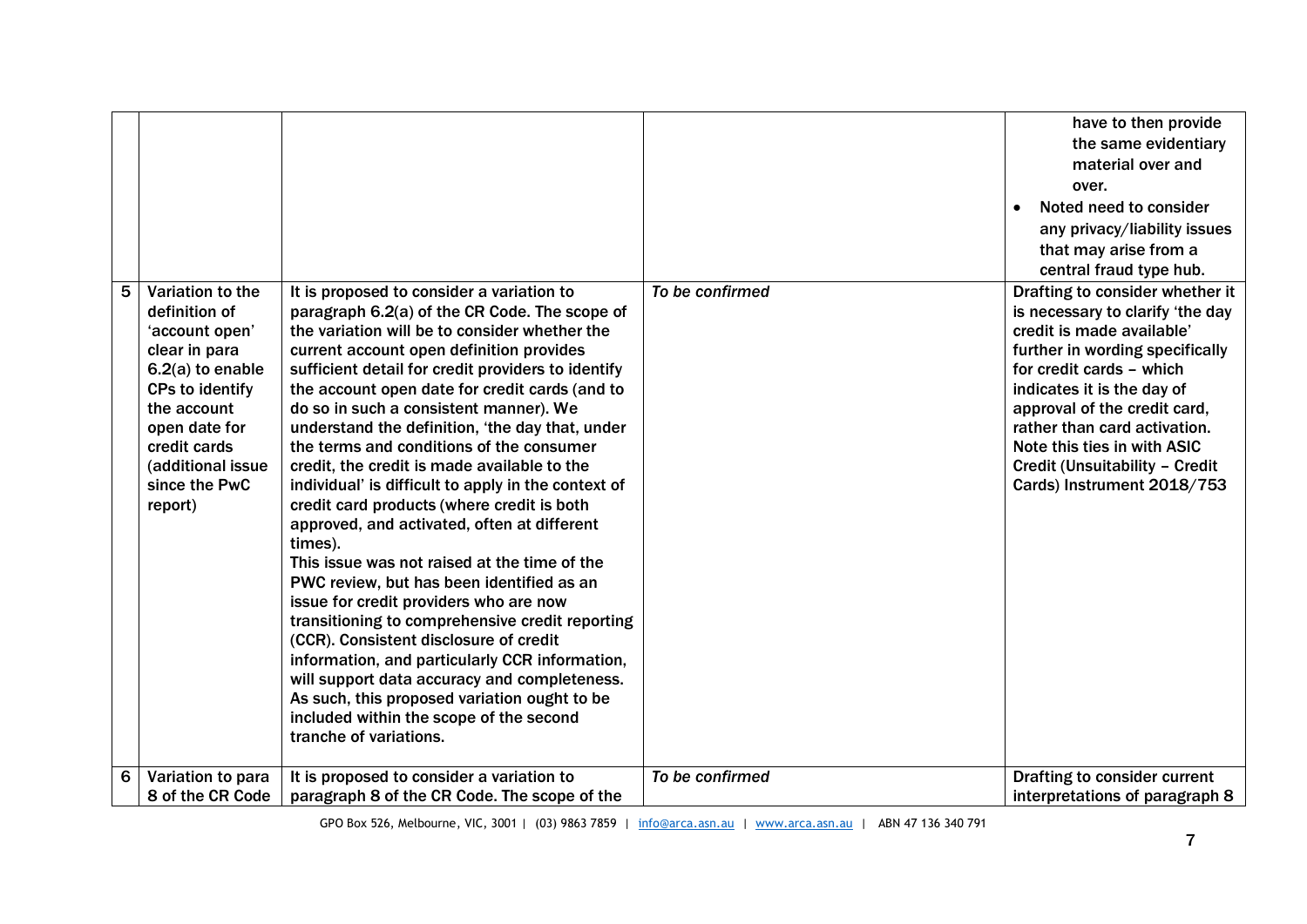| | | | | |
|---|---|---|---|---|
| | | | | have to then provide the same evidentiary material over and over.<br>• Noted need to consider any privacy/liability issues that may arise from a central fraud type hub. |
| 5 | Variation to the definition of 'account open' clear in para 6.2(a) to enable CPs to identify the account open date for credit cards (additional issue since the PwC report) | It is proposed to consider a variation to paragraph 6.2(a) of the CR Code. The scope of the variation will be to consider whether the current account open definition provides sufficient detail for credit providers to identify the account open date for credit cards (and to do so in such a consistent manner). We understand the definition, 'the day that, under the terms and conditions of the consumer credit, the credit is made available to the individual' is difficult to apply in the context of credit card products (where credit is both approved, and activated, often at different times).<br>This issue was not raised at the time of the PWC review, but has been identified as an issue for credit providers who are now transitioning to comprehensive credit reporting (CCR). Consistent disclosure of credit information, and particularly CCR information, will support data accuracy and completeness. As such, this proposed variation ought to be included within the scope of the second tranche of variations. | *To be confirmed* | Drafting to consider whether it is necessary to clarify 'the day credit is made available' further in wording specifically for credit cards – which indicates it is the day of approval of the credit card, rather than card activation. Note this ties in with ASIC Credit (Unsuitability – Credit Cards) Instrument 2018/753 |
| 6 | Variation to para 8 of the CR Code | It is proposed to consider a variation to paragraph 8 of the CR Code. The scope of the | *To be confirmed* | Drafting to consider current interpretations of paragraph 8 |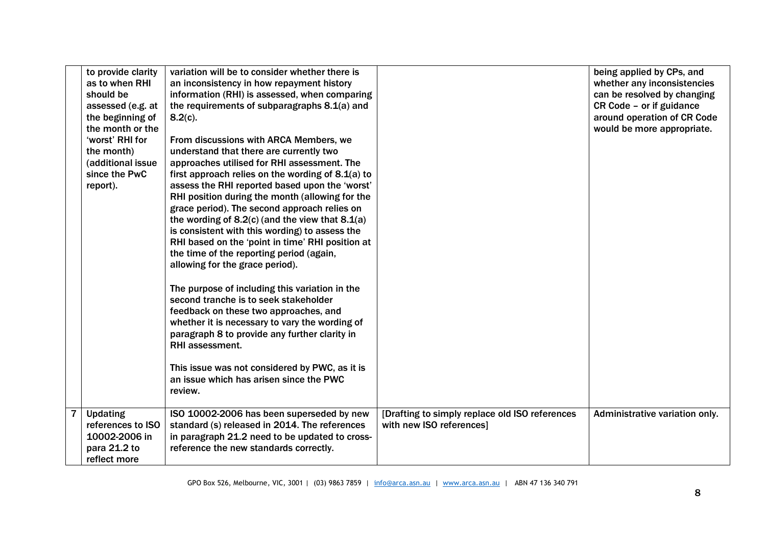| | | | | |
|---|---|---|---|---|
| | to provide clarity as to when RHI should be assessed (e.g. at the beginning of the month or the 'worst' RHI for the month) (additional issue since the PwC report). | variation will be to consider whether there is an inconsistency in how repayment history information (RHI) is assessed, when comparing the requirements of subparagraphs 8.1(a) and 8.2(c).<br><br>From discussions with ARCA Members, we understand that there are currently two approaches utilised for RHI assessment. The first approach relies on the wording of 8.1(a) to assess the RHI reported based upon the 'worst' RHI position during the month (allowing for the grace period). The second approach relies on the wording of 8.2(c) (and the view that 8.1(a) is consistent with this wording) to assess the RHI based on the 'point in time' RHI position at the time of the reporting period (again, allowing for the grace period).<br><br>The purpose of including this variation in the second tranche is to seek stakeholder feedback on these two approaches, and whether it is necessary to vary the wording of paragraph 8 to provide any further clarity in RHI assessment.<br><br>This issue was not considered by PWC, as it is an issue which has arisen since the PWC review. | | being applied by CPs, and whether any inconsistencies can be resolved by changing CR Code – or if guidance around operation of CR Code would be more appropriate. |
| 7 | Updating references to ISO 10002-2006 in para 21.2 to reflect more | ISO 10002-2006 has been superseded by new standard (s) released in 2014. The references in paragraph 21.2 need to be updated to cross-reference the new standards correctly. | [Drafting to simply replace old ISO references with new ISO references] | Administrative variation only. |

GPO Box 526, Melbourne, VIC, 3001 | (03) 9863 7859 | info@arca.asn.au | www.arca.asn.au | ABN 47 136 340 791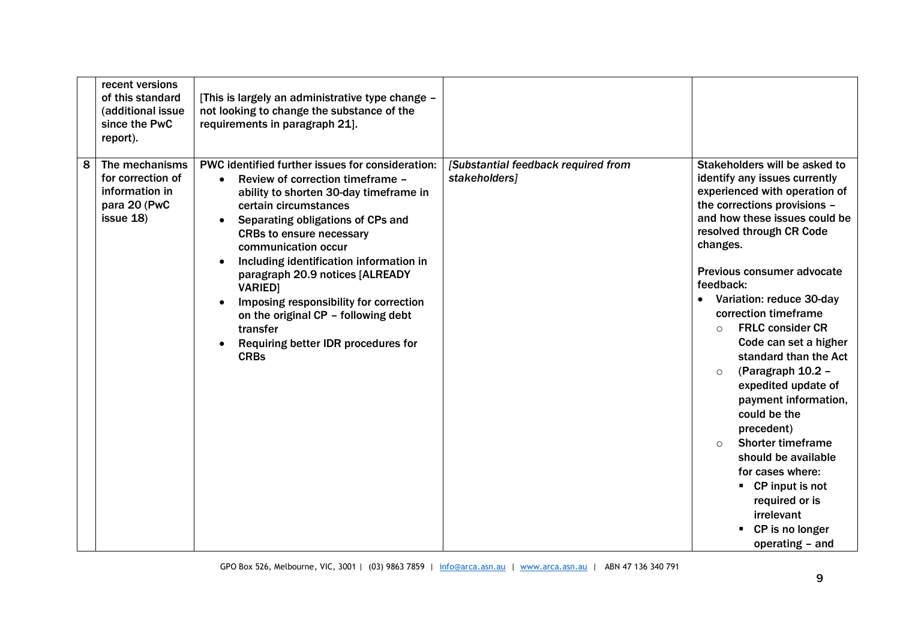| | | | | |
|---|---|---|---|---|
| | recent versions of this standard (additional issue since the PwC report). | [This is largely an administrative type change – not looking to change the substance of the requirements in paragraph 21]. | | |
| 8 | The mechanisms for correction of information in para 20 (PwC issue 18) | PWC identified further issues for consideration:<br>• Review of correction timeframe – ability to shorten 30-day timeframe in certain circumstances<br>• Separating obligations of CPs and CRBs to ensure necessary communication occur<br>• Including identification information in paragraph 20.9 notices [ALREADY VARIED]<br>• Imposing responsibility for correction on the original CP – following debt transfer<br>• Requiring better IDR procedures for CRBs | *[Substantial feedback required from stakeholders]* | Stakeholders will be asked to identify any issues currently experienced with operation of the corrections provisions – and how these issues could be resolved through CR Code changes.<br><br>Previous consumer advocate feedback:<br>• Variation: reduce 30-day correction timeframe<br>  ○ FRLC consider CR Code can set a higher standard than the Act<br>  ○ (Paragraph 10.2 – expedited update of payment information, could be the precedent)<br>  ○ Shorter timeframe should be available for cases where:<br>    ▪ CP input is not required or is irrelevant<br>    ▪ CP is no longer operating – and |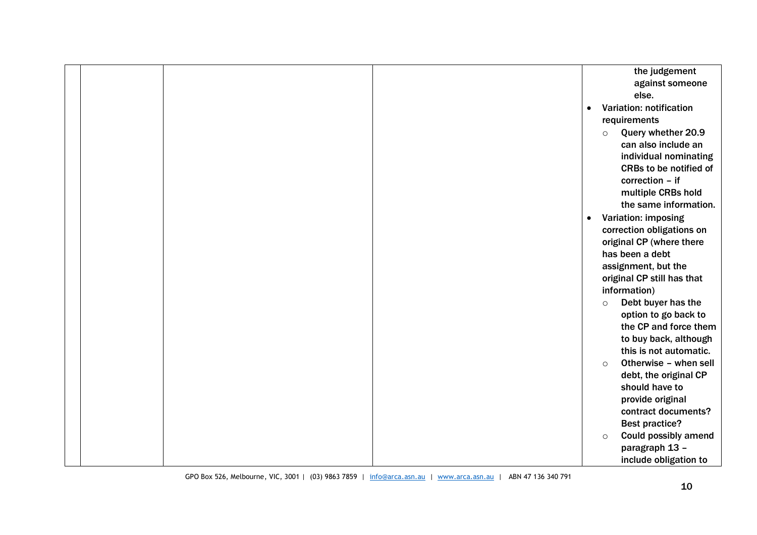| | | | | |
|---|---|---|---|---|
| | | | | the judgement against someone else.<br>• Variation: notification requirements<br>  ○ Query whether 20.9 can also include an individual nominating CRBs to be notified of correction – if multiple CRBs hold the same information.<br>• Variation: imposing correction obligations on original CP (where there has been a debt assignment, but the original CP still has that information)<br>  ○ Debt buyer has the option to go back to the CP and force them to buy back, although this is not automatic.<br>  ○ Otherwise – when sell debt, the original CP should have to provide original contract documents? Best practice?<br>  ○ Could possibly amend paragraph 13 – include obligation to |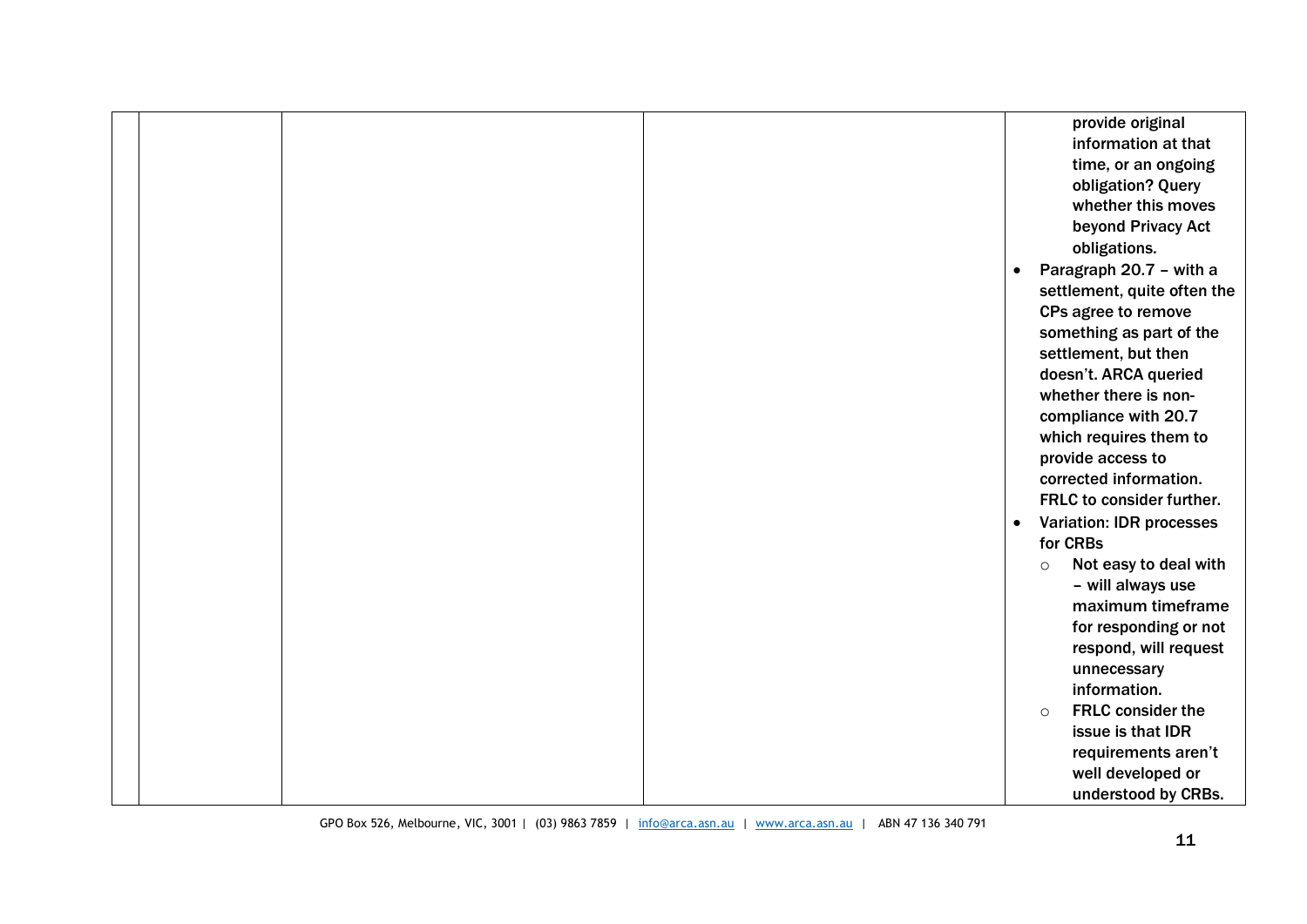| | | | | |
|---|---|---|---|---|
| | | | | provide original information at that time, or an ongoing obligation? Query whether this moves beyond Privacy Act obligations.<br>• Paragraph 20.7 – with a settlement, quite often the CPs agree to remove something as part of the settlement, but then doesn't. ARCA queried whether there is non-compliance with 20.7 which requires them to provide access to corrected information. FRLC to consider further.<br>• Variation: IDR processes for CRBs<br>  ○ Not easy to deal with – will always use maximum timeframe for responding or not respond, will request unnecessary information.<br>  ○ FRLC consider the issue is that IDR requirements aren't well developed or understood by CRBs. |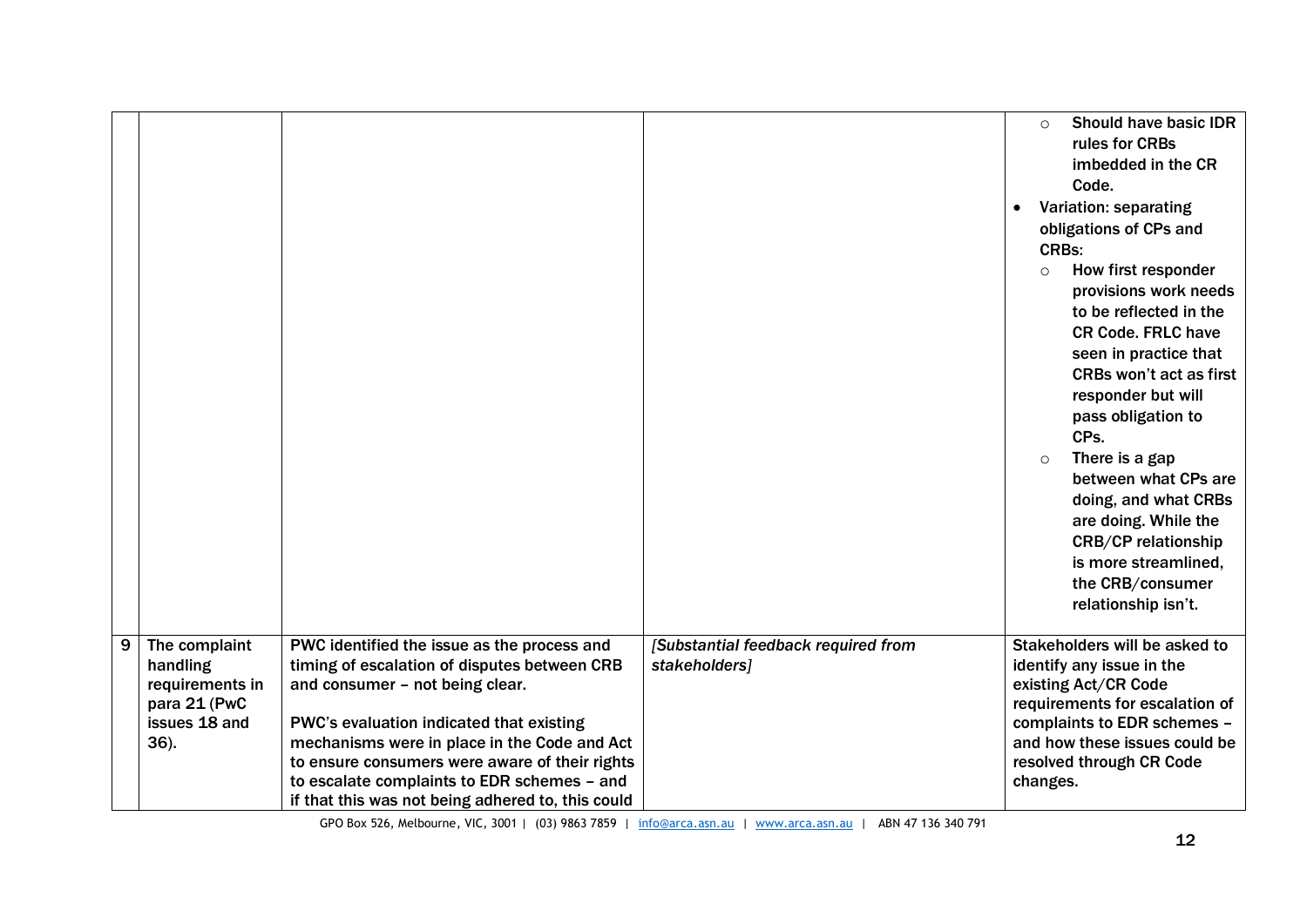| | | | | |
|---|---|---|---|---|
| | | | | ◦ **Should have basic IDR rules for CRBs imbedded in the CR Code.**<br>• **Variation: separating obligations of CPs and CRBs:**<br>◦ **How first responder provisions work needs to be reflected in the CR Code. FRLC have seen in practice that CRBs won't act as first responder but will pass obligation to CPs.**<br>◦ **There is a gap between what CPs are doing, and what CRBs are doing. While the CRB/CP relationship is more streamlined, the CRB/consumer relationship isn't.** |
| 9 | **The complaint handling requirements in para 21 (PwC issues 18 and 36).** | **PWC identified the issue as the process and timing of escalation of disputes between CRB and consumer – not being clear.**<br><br>**PWC's evaluation indicated that existing mechanisms were in place in the Code and Act to ensure consumers were aware of their rights to escalate complaints to EDR schemes – and if that this was not being adhered to, this could** | ***[Substantial feedback required from stakeholders]*** | **Stakeholders will be asked to identify any issue in the existing Act/CR Code requirements for escalation of complaints to EDR schemes – and how these issues could be resolved through CR Code changes.** |

GPO Box 526, Melbourne, VIC, 3001 | (03) 9863 7859 | info@arca.asn.au | www.arca.asn.au | ABN 47 136 340 791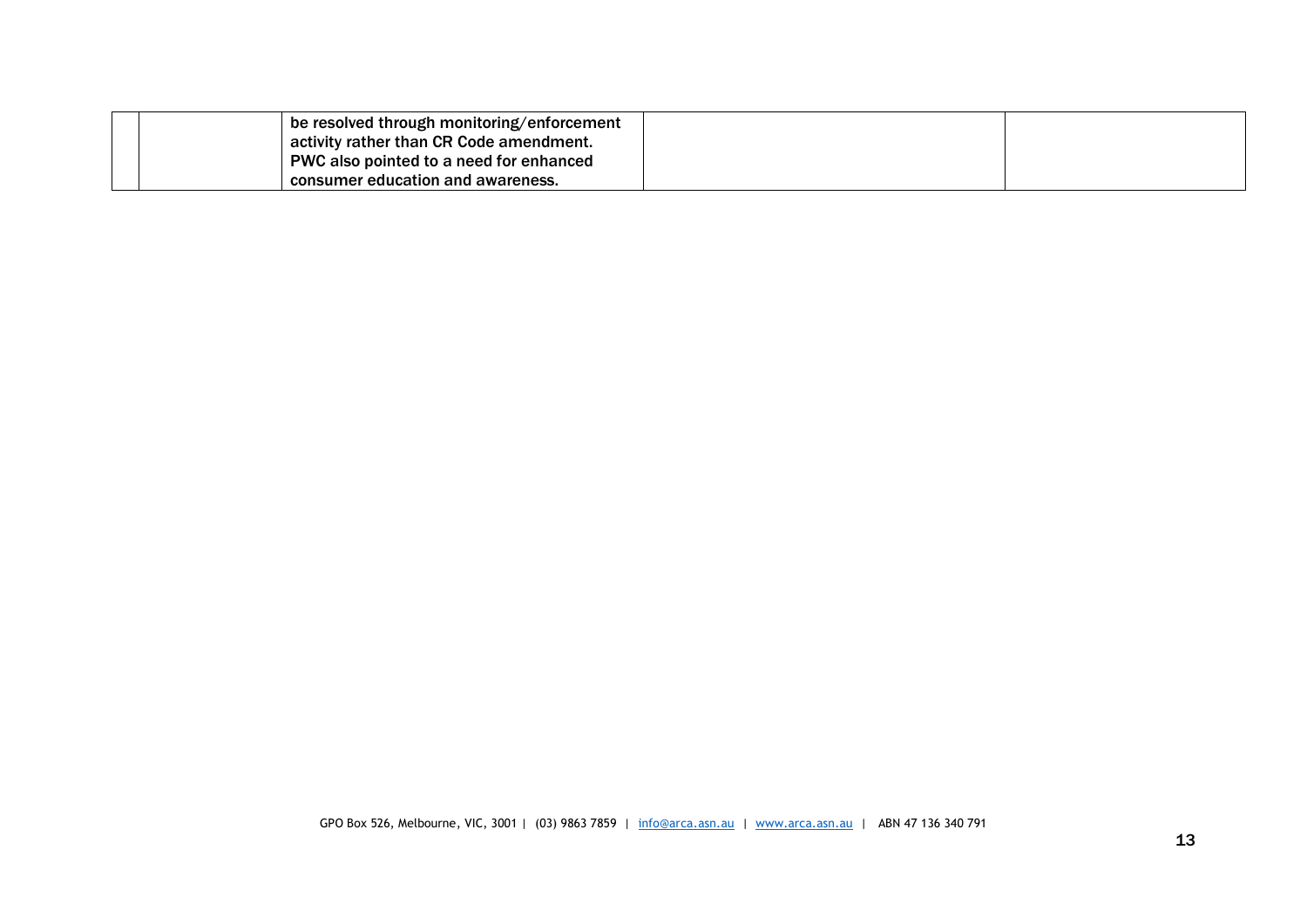| | | | | |
|---|---|---|---|---|
| | | be resolved through monitoring/enforcement activity rather than CR Code amendment. PWC also pointed to a need for enhanced consumer education and awareness. | | |